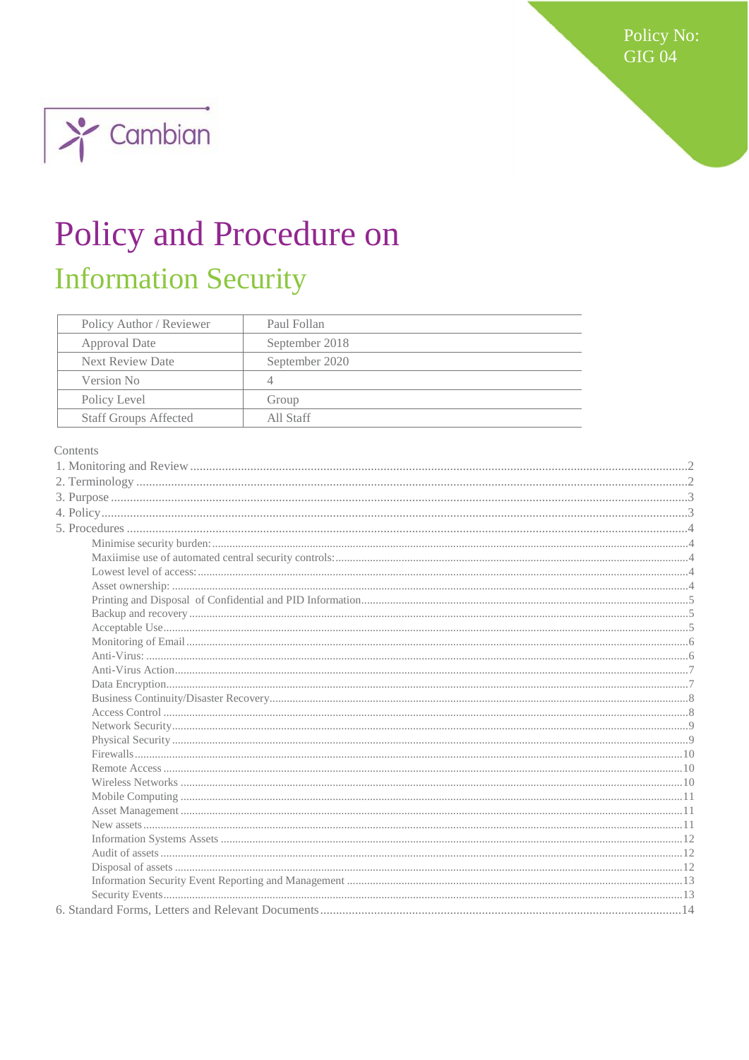Policy No: GIG 04

Cambian

# Policy and Procedure on

## Information Security

| Policy Author / Reviewer | Paul Follan |
|---|---|
| Approval Date | September 2018 |
| Next Review Date | September 2020 |
| Version No | 4 |
| Policy Level | Group |
| Staff Groups Affected | All Staff |

Contents

1. Monitoring and Review ....................2
2. Terminology ....................2
3. Purpose ....................3
4. Policy ....................3
5. Procedures ....................4
   - Minimise security burden: ....................4
   - Maxiimise use of automated central security controls: ....................4
   - Lowest level of access: ....................4
   - Asset ownership: ....................4
   - Printing and Disposal of Confidential and PID Information ....................5
   - Backup and recovery ....................5
   - Acceptable Use ....................5
   - Monitoring of Email ....................6
   - Anti-Virus: ....................6
   - Anti-Virus Action ....................7
   - Data Encryption ....................7
   - Business Continuity/Disaster Recovery ....................8
   - Access Control ....................8
   - Network Security ....................9
   - Physical Security ....................9
   - Firewalls ....................10
   - Remote Access ....................10
   - Wireless Networks ....................10
   - Mobile Computing ....................11
   - Asset Management ....................11
   - New assets ....................11
   - Information Systems Assets ....................12
   - Audit of assets ....................12
   - Disposal of assets ....................12
   - Information Security Event Reporting and Management ....................13
   - Security Events ....................13
6. Standard Forms, Letters and Relevant Documents ....................14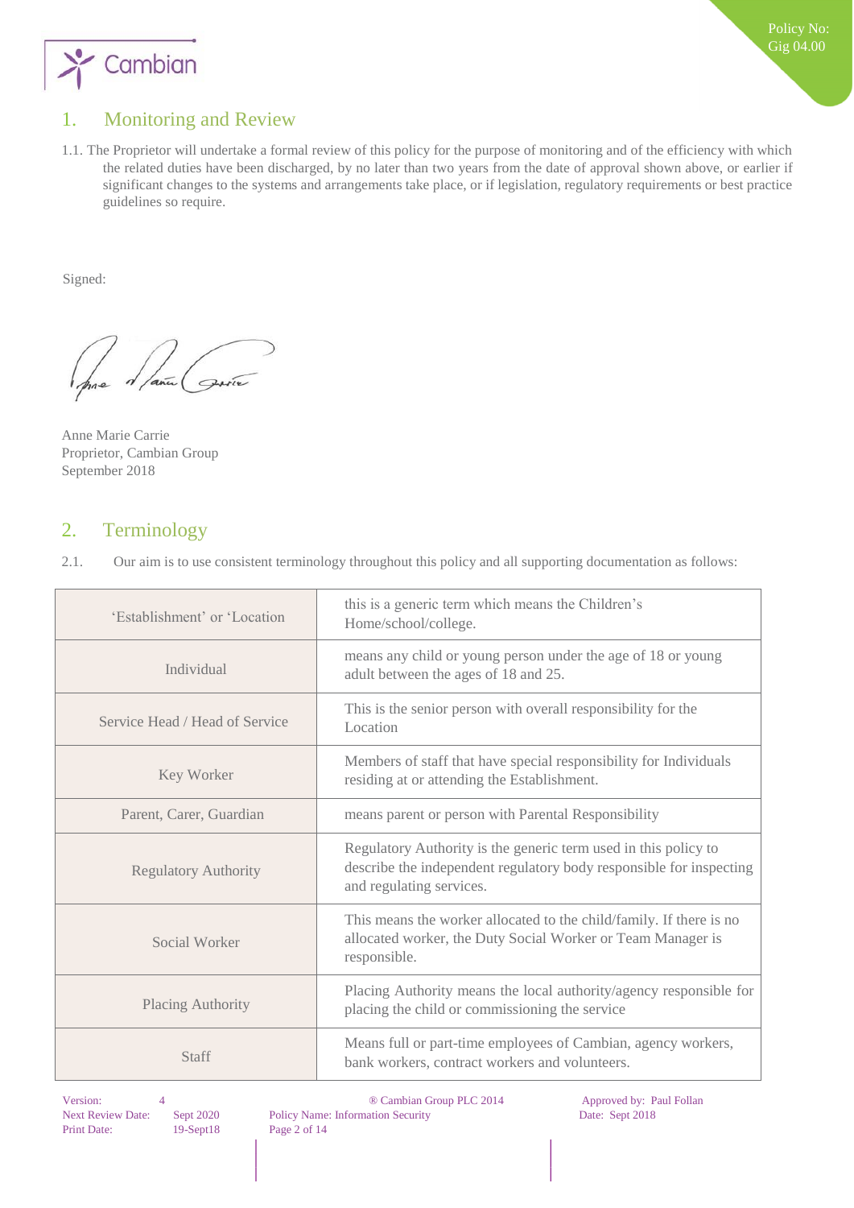## 1. Monitoring and Review

1.1. The Proprietor will undertake a formal review of this policy for the purpose of monitoring and of the efficiency with which the related duties have been discharged, by no later than two years from the date of approval shown above, or earlier if significant changes to the systems and arrangements take place, or if legislation, regulatory requirements or best practice guidelines so require.

Signed:

Anne Marie Carrie
Proprietor, Cambian Group
September 2018

## 2. Terminology

2.1. Our aim is to use consistent terminology throughout this policy and all supporting documentation as follows:

| | |
|---|---|
| 'Establishment' or 'Location | this is a generic term which means the Children's Home/school/college. |
| Individual | means any child or young person under the age of 18 or young adult between the ages of 18 and 25. |
| Service Head / Head of Service | This is the senior person with overall responsibility for the Location |
| Key Worker | Members of staff that have special responsibility for Individuals residing at or attending the Establishment. |
| Parent, Carer, Guardian | means parent or person with Parental Responsibility |
| Regulatory Authority | Regulatory Authority is the generic term used in this policy to describe the independent regulatory body responsible for inspecting and regulating services. |
| Social Worker | This means the worker allocated to the child/family. If there is no allocated worker, the Duty Social Worker or Team Manager is responsible. |
| Placing Authority | Placing Authority means the local authority/agency responsible for placing the child or commissioning the service |
| Staff | Means full or part-time employees of Cambian, agency workers, bank workers, contract workers and volunteers. |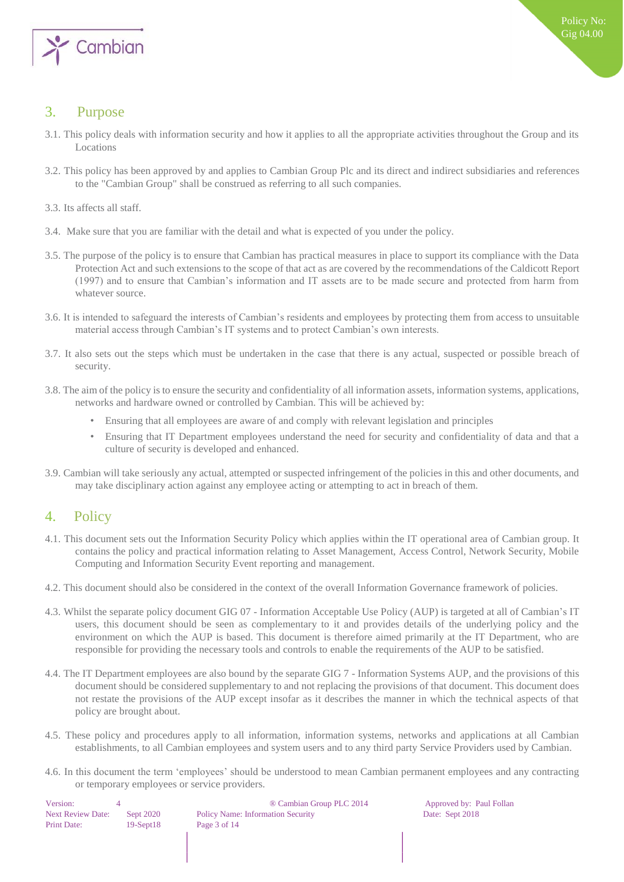## 3. Purpose

3.1. This policy deals with information security and how it applies to all the appropriate activities throughout the Group and its Locations

3.2. This policy has been approved by and applies to Cambian Group Plc and its direct and indirect subsidiaries and references to the "Cambian Group" shall be construed as referring to all such companies.

3.3. Its affects all staff.

3.4. Make sure that you are familiar with the detail and what is expected of you under the policy.

3.5. The purpose of the policy is to ensure that Cambian has practical measures in place to support its compliance with the Data Protection Act and such extensions to the scope of that act as are covered by the recommendations of the Caldicott Report (1997) and to ensure that Cambian's information and IT assets are to be made secure and protected from harm from whatever source.

3.6. It is intended to safeguard the interests of Cambian's residents and employees by protecting them from access to unsuitable material access through Cambian's IT systems and to protect Cambian's own interests.

3.7. It also sets out the steps which must be undertaken in the case that there is any actual, suspected or possible breach of security.

3.8. The aim of the policy is to ensure the security and confidentiality of all information assets, information systems, applications, networks and hardware owned or controlled by Cambian. This will be achieved by:

- Ensuring that all employees are aware of and comply with relevant legislation and principles
- Ensuring that IT Department employees understand the need for security and confidentiality of data and that a culture of security is developed and enhanced.

3.9. Cambian will take seriously any actual, attempted or suspected infringement of the policies in this and other documents, and may take disciplinary action against any employee acting or attempting to act in breach of them.

## 4. Policy

4.1. This document sets out the Information Security Policy which applies within the IT operational area of Cambian group. It contains the policy and practical information relating to Asset Management, Access Control, Network Security, Mobile Computing and Information Security Event reporting and management.

4.2. This document should also be considered in the context of the overall Information Governance framework of policies.

4.3. Whilst the separate policy document GIG 07 - Information Acceptable Use Policy (AUP) is targeted at all of Cambian's IT users, this document should be seen as complementary to it and provides details of the underlying policy and the environment on which the AUP is based. This document is therefore aimed primarily at the IT Department, who are responsible for providing the necessary tools and controls to enable the requirements of the AUP to be satisfied.

4.4. The IT Department employees are also bound by the separate GIG 7 - Information Systems AUP, and the provisions of this document should be considered supplementary to and not replacing the provisions of that document. This document does not restate the provisions of the AUP except insofar as it describes the manner in which the technical aspects of that policy are brought about.

4.5. These policy and procedures apply to all information, information systems, networks and applications at all Cambian establishments, to all Cambian employees and system users and to any third party Service Providers used by Cambian.

4.6. In this document the term 'employees' should be understood to mean Cambian permanent employees and any contracting or temporary employees or service providers.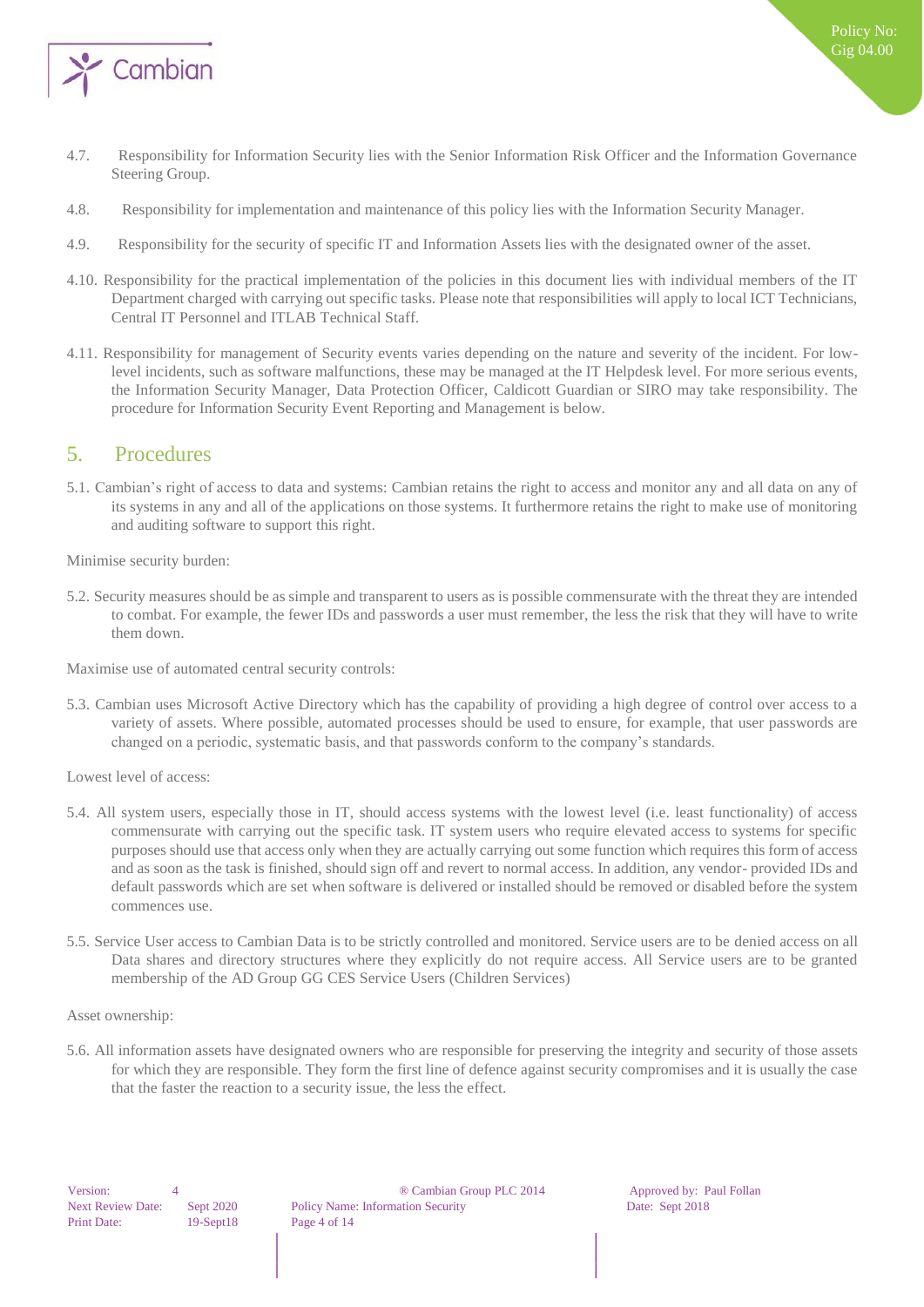4.7. Responsibility for Information Security lies with the Senior Information Risk Officer and the Information Governance Steering Group.

4.8. Responsibility for implementation and maintenance of this policy lies with the Information Security Manager.

4.9. Responsibility for the security of specific IT and Information Assets lies with the designated owner of the asset.

4.10. Responsibility for the practical implementation of the policies in this document lies with individual members of the IT Department charged with carrying out specific tasks. Please note that responsibilities will apply to local ICT Technicians, Central IT Personnel and ITLAB Technical Staff.

4.11. Responsibility for management of Security events varies depending on the nature and severity of the incident. For low-level incidents, such as software malfunctions, these may be managed at the IT Helpdesk level. For more serious events, the Information Security Manager, Data Protection Officer, Caldicott Guardian or SIRO may take responsibility. The procedure for Information Security Event Reporting and Management is below.

## 5. Procedures

5.1. Cambian's right of access to data and systems: Cambian retains the right to access and monitor any and all data on any of its systems in any and all of the applications on those systems. It furthermore retains the right to make use of monitoring and auditing software to support this right.

Minimise security burden:

5.2. Security measures should be as simple and transparent to users as is possible commensurate with the threat they are intended to combat. For example, the fewer IDs and passwords a user must remember, the less the risk that they will have to write them down.

Maximise use of automated central security controls:

5.3. Cambian uses Microsoft Active Directory which has the capability of providing a high degree of control over access to a variety of assets. Where possible, automated processes should be used to ensure, for example, that user passwords are changed on a periodic, systematic basis, and that passwords conform to the company's standards.

Lowest level of access:

5.4. All system users, especially those in IT, should access systems with the lowest level (i.e. least functionality) of access commensurate with carrying out the specific task. IT system users who require elevated access to systems for specific purposes should use that access only when they are actually carrying out some function which requires this form of access and as soon as the task is finished, should sign off and revert to normal access. In addition, any vendor- provided IDs and default passwords which are set when software is delivered or installed should be removed or disabled before the system commences use.

5.5. Service User access to Cambian Data is to be strictly controlled and monitored. Service users are to be denied access on all Data shares and directory structures where they explicitly do not require access. All Service users are to be granted membership of the AD Group GG CES Service Users (Children Services)

Asset ownership:

5.6. All information assets have designated owners who are responsible for preserving the integrity and security of those assets for which they are responsible. They form the first line of defence against security compromises and it is usually the case that the faster the reaction to a security issue, the less the effect.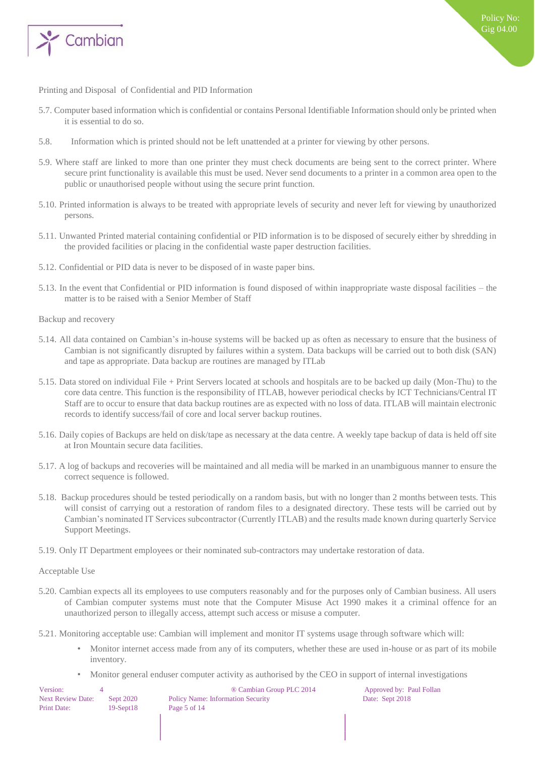Printing and Disposal of Confidential and PID Information

5.7. Computer based information which is confidential or contains Personal Identifiable Information should only be printed when it is essential to do so.

5.8. Information which is printed should not be left unattended at a printer for viewing by other persons.

5.9. Where staff are linked to more than one printer they must check documents are being sent to the correct printer. Where secure print functionality is available this must be used. Never send documents to a printer in a common area open to the public or unauthorised people without using the secure print function.

5.10. Printed information is always to be treated with appropriate levels of security and never left for viewing by unauthorized persons.

5.11. Unwanted Printed material containing confidential or PID information is to be disposed of securely either by shredding in the provided facilities or placing in the confidential waste paper destruction facilities.

5.12. Confidential or PID data is never to be disposed of in waste paper bins.

5.13. In the event that Confidential or PID information is found disposed of within inappropriate waste disposal facilities – the matter is to be raised with a Senior Member of Staff

Backup and recovery

5.14. All data contained on Cambian's in-house systems will be backed up as often as necessary to ensure that the business of Cambian is not significantly disrupted by failures within a system. Data backups will be carried out to both disk (SAN) and tape as appropriate. Data backup are routines are managed by ITLab

5.15. Data stored on individual File + Print Servers located at schools and hospitals are to be backed up daily (Mon-Thu) to the core data centre. This function is the responsibility of ITLAB, however periodical checks by ICT Technicians/Central IT Staff are to occur to ensure that data backup routines are as expected with no loss of data. ITLAB will maintain electronic records to identify success/fail of core and local server backup routines.

5.16. Daily copies of Backups are held on disk/tape as necessary at the data centre. A weekly tape backup of data is held off site at Iron Mountain secure data facilities.

5.17. A log of backups and recoveries will be maintained and all media will be marked in an unambiguous manner to ensure the correct sequence is followed.

5.18. Backup procedures should be tested periodically on a random basis, but with no longer than 2 months between tests. This will consist of carrying out a restoration of random files to a designated directory. These tests will be carried out by Cambian's nominated IT Services subcontractor (Currently ITLAB) and the results made known during quarterly Service Support Meetings.

5.19. Only IT Department employees or their nominated sub-contractors may undertake restoration of data.

Acceptable Use

5.20. Cambian expects all its employees to use computers reasonably and for the purposes only of Cambian business. All users of Cambian computer systems must note that the Computer Misuse Act 1990 makes it a criminal offence for an unauthorized person to illegally access, attempt such access or misuse a computer.

5.21. Monitoring acceptable use: Cambian will implement and monitor IT systems usage through software which will:

- Monitor internet access made from any of its computers, whether these are used in-house or as part of its mobile inventory.
- Monitor general enduser computer activity as authorised by the CEO in support of internal investigations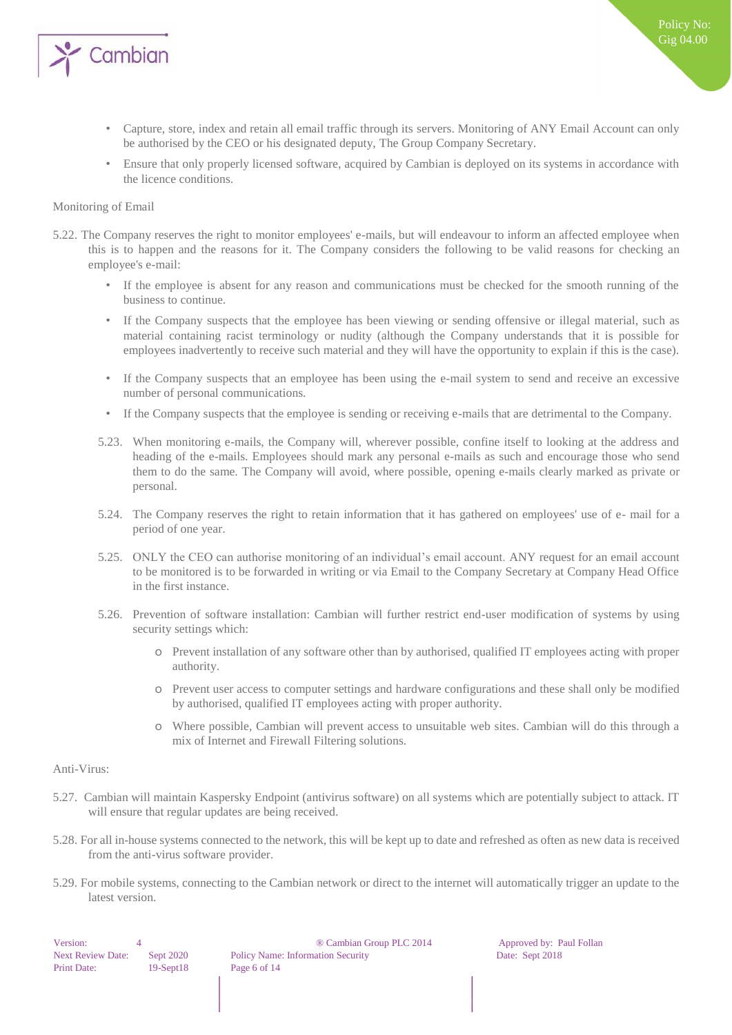- Capture, store, index and retain all email traffic through its servers. Monitoring of ANY Email Account can only be authorised by the CEO or his designated deputy, The Group Company Secretary.
- Ensure that only properly licensed software, acquired by Cambian is deployed on its systems in accordance with the licence conditions.

Monitoring of Email

5.22. The Company reserves the right to monitor employees' e-mails, but will endeavour to inform an affected employee when this is to happen and the reasons for it. The Company considers the following to be valid reasons for checking an employee's e-mail:

- If the employee is absent for any reason and communications must be checked for the smooth running of the business to continue.
- If the Company suspects that the employee has been viewing or sending offensive or illegal material, such as material containing racist terminology or nudity (although the Company understands that it is possible for employees inadvertently to receive such material and they will have the opportunity to explain if this is the case).
- If the Company suspects that an employee has been using the e-mail system to send and receive an excessive number of personal communications.
- If the Company suspects that the employee is sending or receiving e-mails that are detrimental to the Company.

5.23. When monitoring e-mails, the Company will, wherever possible, confine itself to looking at the address and heading of the e-mails. Employees should mark any personal e-mails as such and encourage those who send them to do the same. The Company will avoid, where possible, opening e-mails clearly marked as private or personal.

5.24. The Company reserves the right to retain information that it has gathered on employees' use of e- mail for a period of one year.

5.25. ONLY the CEO can authorise monitoring of an individual's email account. ANY request for an email account to be monitored is to be forwarded in writing or via Email to the Company Secretary at Company Head Office in the first instance.

5.26. Prevention of software installation: Cambian will further restrict end-user modification of systems by using security settings which:

- Prevent installation of any software other than by authorised, qualified IT employees acting with proper authority.
- Prevent user access to computer settings and hardware configurations and these shall only be modified by authorised, qualified IT employees acting with proper authority.
- Where possible, Cambian will prevent access to unsuitable web sites. Cambian will do this through a mix of Internet and Firewall Filtering solutions.

Anti-Virus:

5.27. Cambian will maintain Kaspersky Endpoint (antivirus software) on all systems which are potentially subject to attack. IT will ensure that regular updates are being received.

5.28. For all in-house systems connected to the network, this will be kept up to date and refreshed as often as new data is received from the anti-virus software provider.

5.29. For mobile systems, connecting to the Cambian network or direct to the internet will automatically trigger an update to the latest version.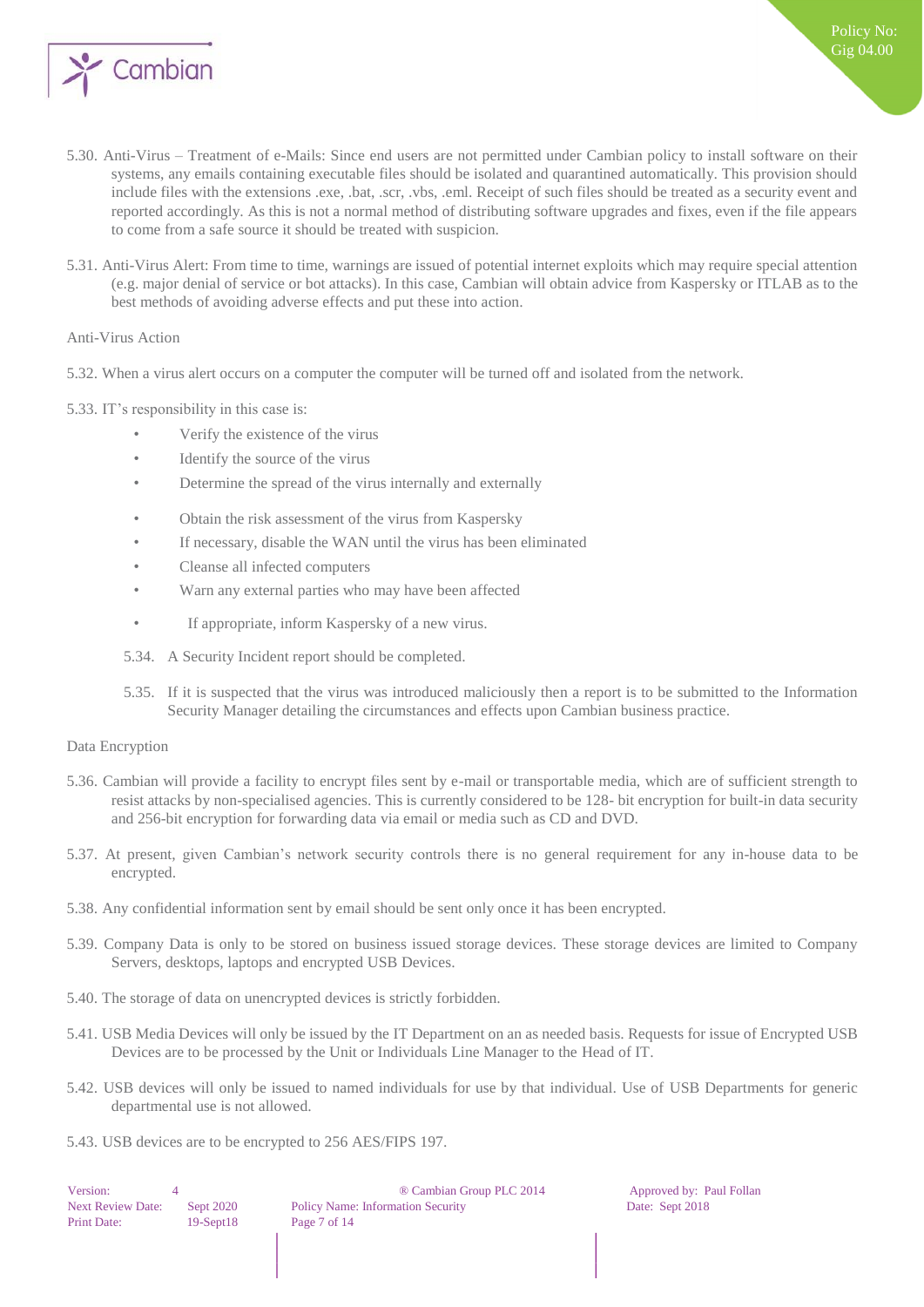5.30. Anti-Virus – Treatment of e-Mails: Since end users are not permitted under Cambian policy to install software on their systems, any emails containing executable files should be isolated and quarantined automatically. This provision should include files with the extensions .exe, .bat, .scr, .vbs, .eml. Receipt of such files should be treated as a security event and reported accordingly. As this is not a normal method of distributing software upgrades and fixes, even if the file appears to come from a safe source it should be treated with suspicion.

5.31. Anti-Virus Alert: From time to time, warnings are issued of potential internet exploits which may require special attention (e.g. major denial of service or bot attacks). In this case, Cambian will obtain advice from Kaspersky or ITLAB as to the best methods of avoiding adverse effects and put these into action.

Anti-Virus Action

5.32. When a virus alert occurs on a computer the computer will be turned off and isolated from the network.

5.33. IT's responsibility in this case is:

- Verify the existence of the virus
- Identify the source of the virus
- Determine the spread of the virus internally and externally
- Obtain the risk assessment of the virus from Kaspersky
- If necessary, disable the WAN until the virus has been eliminated
- Cleanse all infected computers
- Warn any external parties who may have been affected
- If appropriate, inform Kaspersky of a new virus.

5.34. A Security Incident report should be completed.

5.35. If it is suspected that the virus was introduced maliciously then a report is to be submitted to the Information Security Manager detailing the circumstances and effects upon Cambian business practice.

Data Encryption

5.36. Cambian will provide a facility to encrypt files sent by e-mail or transportable media, which are of sufficient strength to resist attacks by non-specialised agencies. This is currently considered to be 128- bit encryption for built-in data security and 256-bit encryption for forwarding data via email or media such as CD and DVD.

5.37. At present, given Cambian's network security controls there is no general requirement for any in-house data to be encrypted.

5.38. Any confidential information sent by email should be sent only once it has been encrypted.

5.39. Company Data is only to be stored on business issued storage devices. These storage devices are limited to Company Servers, desktops, laptops and encrypted USB Devices.

5.40. The storage of data on unencrypted devices is strictly forbidden.

5.41. USB Media Devices will only be issued by the IT Department on an as needed basis. Requests for issue of Encrypted USB Devices are to be processed by the Unit or Individuals Line Manager to the Head of IT.

5.42. USB devices will only be issued to named individuals for use by that individual. Use of USB Departments for generic departmental use is not allowed.

5.43. USB devices are to be encrypted to 256 AES/FIPS 197.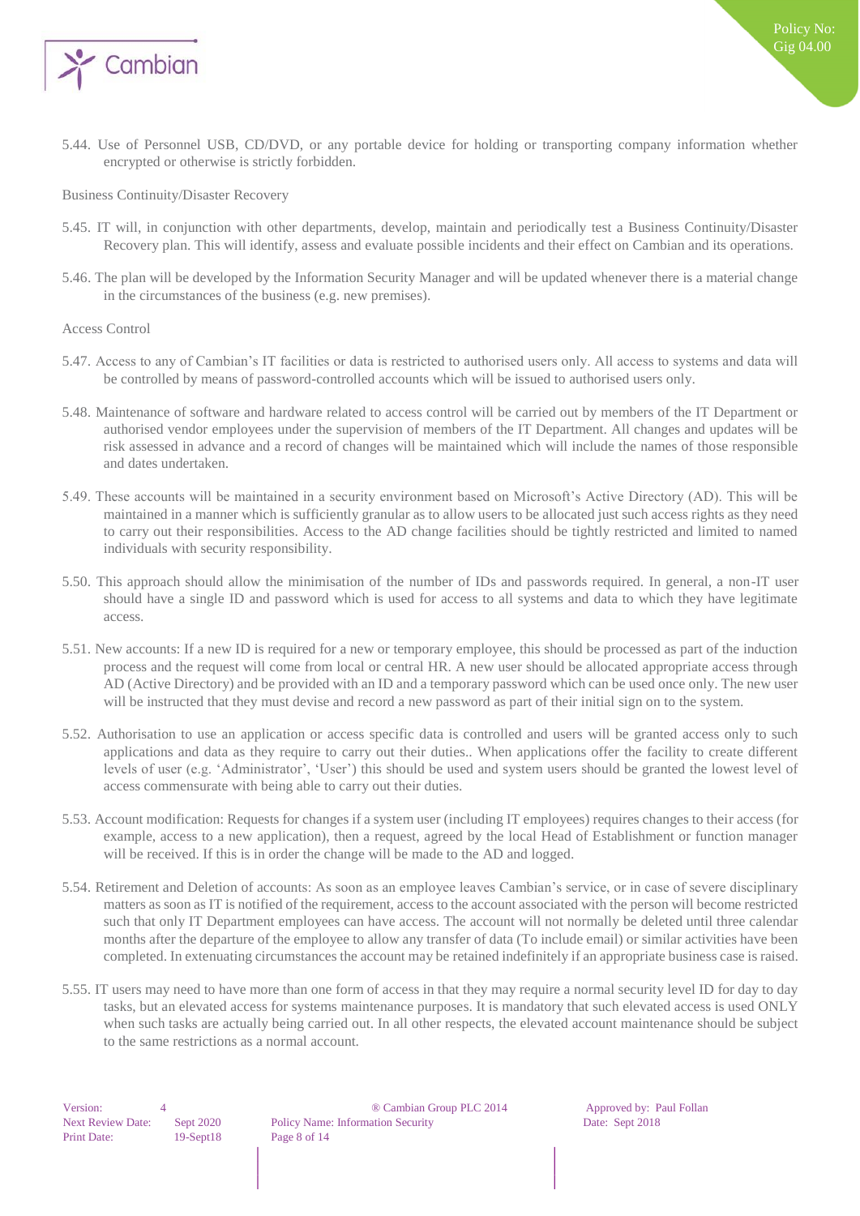5.44. Use of Personnel USB, CD/DVD, or any portable device for holding or transporting company information whether encrypted or otherwise is strictly forbidden.

Business Continuity/Disaster Recovery

5.45. IT will, in conjunction with other departments, develop, maintain and periodically test a Business Continuity/Disaster Recovery plan. This will identify, assess and evaluate possible incidents and their effect on Cambian and its operations.

5.46. The plan will be developed by the Information Security Manager and will be updated whenever there is a material change in the circumstances of the business (e.g. new premises).

Access Control

5.47. Access to any of Cambian's IT facilities or data is restricted to authorised users only. All access to systems and data will be controlled by means of password-controlled accounts which will be issued to authorised users only.

5.48. Maintenance of software and hardware related to access control will be carried out by members of the IT Department or authorised vendor employees under the supervision of members of the IT Department. All changes and updates will be risk assessed in advance and a record of changes will be maintained which will include the names of those responsible and dates undertaken.

5.49. These accounts will be maintained in a security environment based on Microsoft's Active Directory (AD). This will be maintained in a manner which is sufficiently granular as to allow users to be allocated just such access rights as they need to carry out their responsibilities. Access to the AD change facilities should be tightly restricted and limited to named individuals with security responsibility.

5.50. This approach should allow the minimisation of the number of IDs and passwords required. In general, a non-IT user should have a single ID and password which is used for access to all systems and data to which they have legitimate access.

5.51. New accounts: If a new ID is required for a new or temporary employee, this should be processed as part of the induction process and the request will come from local or central HR. A new user should be allocated appropriate access through AD (Active Directory) and be provided with an ID and a temporary password which can be used once only. The new user will be instructed that they must devise and record a new password as part of their initial sign on to the system.

5.52. Authorisation to use an application or access specific data is controlled and users will be granted access only to such applications and data as they require to carry out their duties.. When applications offer the facility to create different levels of user (e.g. 'Administrator', 'User') this should be used and system users should be granted the lowest level of access commensurate with being able to carry out their duties.

5.53. Account modification: Requests for changes if a system user (including IT employees) requires changes to their access (for example, access to a new application), then a request, agreed by the local Head of Establishment or function manager will be received. If this is in order the change will be made to the AD and logged.

5.54. Retirement and Deletion of accounts: As soon as an employee leaves Cambian's service, or in case of severe disciplinary matters as soon as IT is notified of the requirement, access to the account associated with the person will become restricted such that only IT Department employees can have access. The account will not normally be deleted until three calendar months after the departure of the employee to allow any transfer of data (To include email) or similar activities have been completed. In extenuating circumstances the account may be retained indefinitely if an appropriate business case is raised.

5.55. IT users may need to have more than one form of access in that they may require a normal security level ID for day to day tasks, but an elevated access for systems maintenance purposes. It is mandatory that such elevated access is used ONLY when such tasks are actually being carried out. In all other respects, the elevated account maintenance should be subject to the same restrictions as a normal account.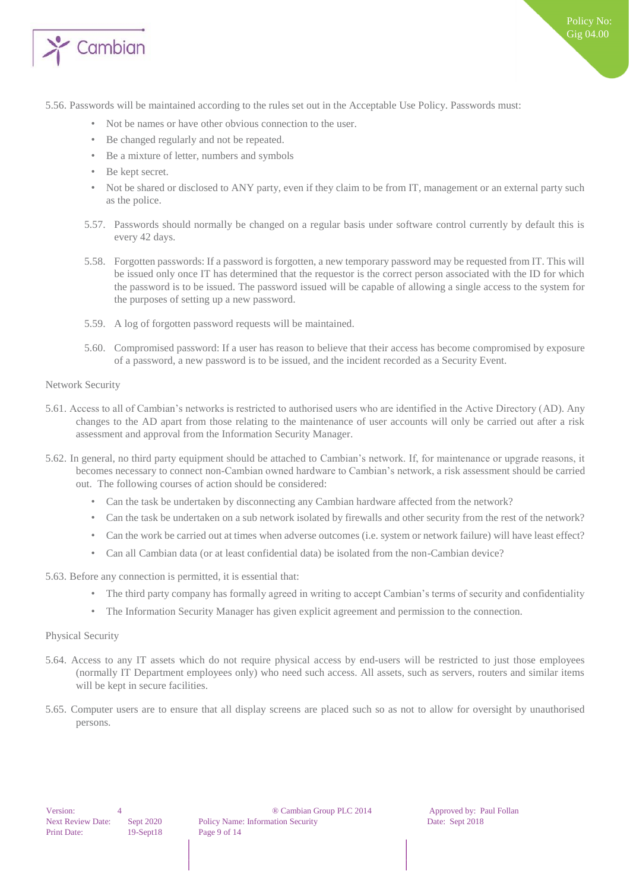5.56. Passwords will be maintained according to the rules set out in the Acceptable Use Policy. Passwords must:

- Not be names or have other obvious connection to the user.
- Be changed regularly and not be repeated.
- Be a mixture of letter, numbers and symbols
- Be kept secret.
- Not be shared or disclosed to ANY party, even if they claim to be from IT, management or an external party such as the police.

5.57. Passwords should normally be changed on a regular basis under software control currently by default this is every 42 days.

5.58. Forgotten passwords: If a password is forgotten, a new temporary password may be requested from IT. This will be issued only once IT has determined that the requestor is the correct person associated with the ID for which the password is to be issued. The password issued will be capable of allowing a single access to the system for the purposes of setting up a new password.

5.59. A log of forgotten password requests will be maintained.

5.60. Compromised password: If a user has reason to believe that their access has become compromised by exposure of a password, a new password is to be issued, and the incident recorded as a Security Event.

Network Security

5.61. Access to all of Cambian's networks is restricted to authorised users who are identified in the Active Directory (AD). Any changes to the AD apart from those relating to the maintenance of user accounts will only be carried out after a risk assessment and approval from the Information Security Manager.

5.62. In general, no third party equipment should be attached to Cambian's network. If, for maintenance or upgrade reasons, it becomes necessary to connect non-Cambian owned hardware to Cambian's network, a risk assessment should be carried out. The following courses of action should be considered:

- Can the task be undertaken by disconnecting any Cambian hardware affected from the network?
- Can the task be undertaken on a sub network isolated by firewalls and other security from the rest of the network?
- Can the work be carried out at times when adverse outcomes (i.e. system or network failure) will have least effect?
- Can all Cambian data (or at least confidential data) be isolated from the non-Cambian device?

5.63. Before any connection is permitted, it is essential that:

- The third party company has formally agreed in writing to accept Cambian's terms of security and confidentiality
- The Information Security Manager has given explicit agreement and permission to the connection.

Physical Security

5.64. Access to any IT assets which do not require physical access by end-users will be restricted to just those employees (normally IT Department employees only) who need such access. All assets, such as servers, routers and similar items will be kept in secure facilities.

5.65. Computer users are to ensure that all display screens are placed such so as not to allow for oversight by unauthorised persons.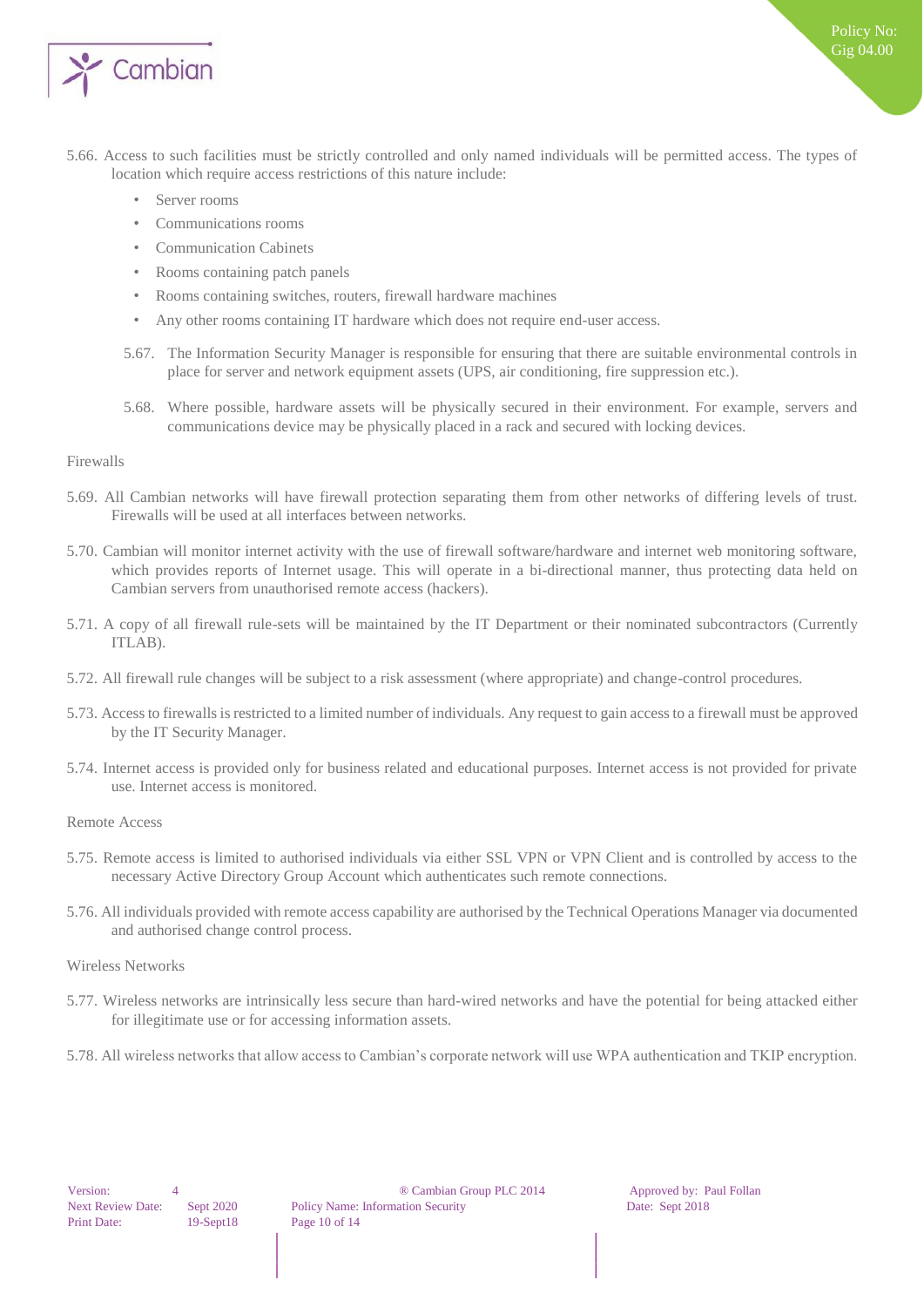5.66. Access to such facilities must be strictly controlled and only named individuals will be permitted access. The types of location which require access restrictions of this nature include:

- Server rooms
- Communications rooms
- Communication Cabinets
- Rooms containing patch panels
- Rooms containing switches, routers, firewall hardware machines
- Any other rooms containing IT hardware which does not require end-user access.

5.67. The Information Security Manager is responsible for ensuring that there are suitable environmental controls in place for server and network equipment assets (UPS, air conditioning, fire suppression etc.).

5.68. Where possible, hardware assets will be physically secured in their environment. For example, servers and communications device may be physically placed in a rack and secured with locking devices.

Firewalls

5.69. All Cambian networks will have firewall protection separating them from other networks of differing levels of trust. Firewalls will be used at all interfaces between networks.

5.70. Cambian will monitor internet activity with the use of firewall software/hardware and internet web monitoring software, which provides reports of Internet usage. This will operate in a bi-directional manner, thus protecting data held on Cambian servers from unauthorised remote access (hackers).

5.71. A copy of all firewall rule-sets will be maintained by the IT Department or their nominated subcontractors (Currently ITLAB).

5.72. All firewall rule changes will be subject to a risk assessment (where appropriate) and change-control procedures.

5.73. Access to firewalls is restricted to a limited number of individuals. Any request to gain access to a firewall must be approved by the IT Security Manager.

5.74. Internet access is provided only for business related and educational purposes. Internet access is not provided for private use. Internet access is monitored.

Remote Access

5.75. Remote access is limited to authorised individuals via either SSL VPN or VPN Client and is controlled by access to the necessary Active Directory Group Account which authenticates such remote connections.

5.76. All individuals provided with remote access capability are authorised by the Technical Operations Manager via documented and authorised change control process.

Wireless Networks

5.77. Wireless networks are intrinsically less secure than hard-wired networks and have the potential for being attacked either for illegitimate use or for accessing information assets.

5.78. All wireless networks that allow access to Cambian's corporate network will use WPA authentication and TKIP encryption.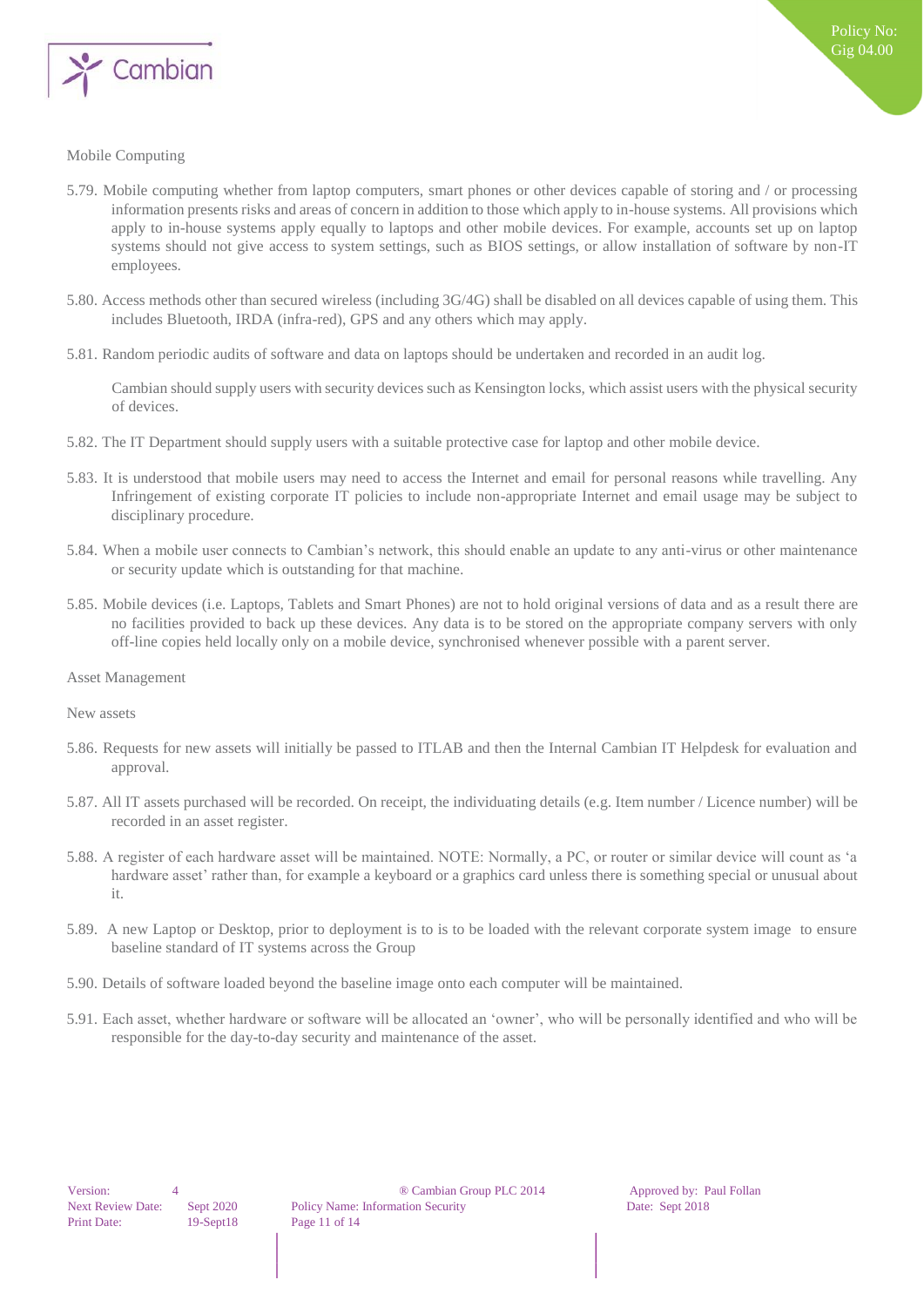Mobile Computing

5.79. Mobile computing whether from laptop computers, smart phones or other devices capable of storing and / or processing information presents risks and areas of concern in addition to those which apply to in-house systems. All provisions which apply to in-house systems apply equally to laptops and other mobile devices. For example, accounts set up on laptop systems should not give access to system settings, such as BIOS settings, or allow installation of software by non-IT employees.

5.80. Access methods other than secured wireless (including 3G/4G) shall be disabled on all devices capable of using them. This includes Bluetooth, IRDA (infra-red), GPS and any others which may apply.

5.81. Random periodic audits of software and data on laptops should be undertaken and recorded in an audit log.

Cambian should supply users with security devices such as Kensington locks, which assist users with the physical security of devices.

5.82. The IT Department should supply users with a suitable protective case for laptop and other mobile device.

5.83. It is understood that mobile users may need to access the Internet and email for personal reasons while travelling. Any Infringement of existing corporate IT policies to include non-appropriate Internet and email usage may be subject to disciplinary procedure.

5.84. When a mobile user connects to Cambian's network, this should enable an update to any anti-virus or other maintenance or security update which is outstanding for that machine.

5.85. Mobile devices (i.e. Laptops, Tablets and Smart Phones) are not to hold original versions of data and as a result there are no facilities provided to back up these devices. Any data is to be stored on the appropriate company servers with only off-line copies held locally only on a mobile device, synchronised whenever possible with a parent server.

Asset Management

New assets

5.86. Requests for new assets will initially be passed to ITLAB and then the Internal Cambian IT Helpdesk for evaluation and approval.

5.87. All IT assets purchased will be recorded. On receipt, the individuating details (e.g. Item number / Licence number) will be recorded in an asset register.

5.88. A register of each hardware asset will be maintained. NOTE: Normally, a PC, or router or similar device will count as 'a hardware asset' rather than, for example a keyboard or a graphics card unless there is something special or unusual about it.

5.89. A new Laptop or Desktop, prior to deployment is to is to be loaded with the relevant corporate system image to ensure baseline standard of IT systems across the Group

5.90. Details of software loaded beyond the baseline image onto each computer will be maintained.

5.91. Each asset, whether hardware or software will be allocated an 'owner', who will be personally identified and who will be responsible for the day-to-day security and maintenance of the asset.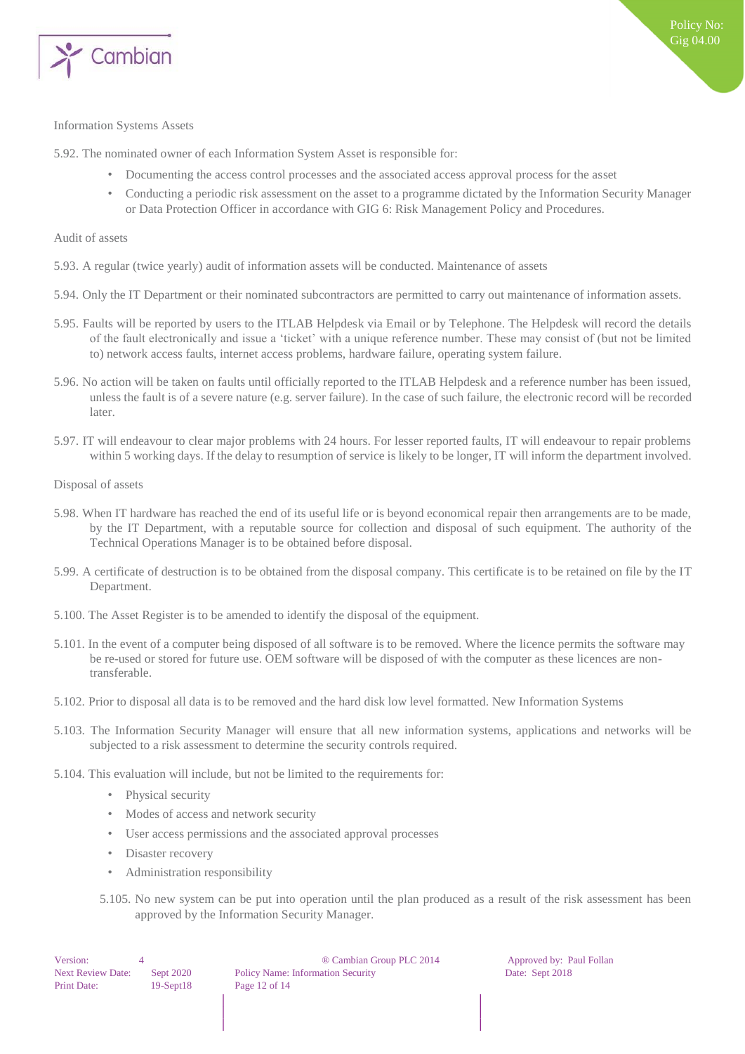Information Systems Assets

5.92. The nominated owner of each Information System Asset is responsible for:

- Documenting the access control processes and the associated access approval process for the asset
- Conducting a periodic risk assessment on the asset to a programme dictated by the Information Security Manager or Data Protection Officer in accordance with GIG 6: Risk Management Policy and Procedures.

Audit of assets

5.93. A regular (twice yearly) audit of information assets will be conducted. Maintenance of assets

5.94. Only the IT Department or their nominated subcontractors are permitted to carry out maintenance of information assets.

5.95. Faults will be reported by users to the ITLAB Helpdesk via Email or by Telephone. The Helpdesk will record the details of the fault electronically and issue a 'ticket' with a unique reference number. These may consist of (but not be limited to) network access faults, internet access problems, hardware failure, operating system failure.

5.96. No action will be taken on faults until officially reported to the ITLAB Helpdesk and a reference number has been issued, unless the fault is of a severe nature (e.g. server failure). In the case of such failure, the electronic record will be recorded later.

5.97. IT will endeavour to clear major problems with 24 hours. For lesser reported faults, IT will endeavour to repair problems within 5 working days. If the delay to resumption of service is likely to be longer, IT will inform the department involved.

Disposal of assets

5.98. When IT hardware has reached the end of its useful life or is beyond economical repair then arrangements are to be made, by the IT Department, with a reputable source for collection and disposal of such equipment. The authority of the Technical Operations Manager is to be obtained before disposal.

5.99. A certificate of destruction is to be obtained from the disposal company. This certificate is to be retained on file by the IT Department.

5.100. The Asset Register is to be amended to identify the disposal of the equipment.

5.101. In the event of a computer being disposed of all software is to be removed. Where the licence permits the software may be re-used or stored for future use. OEM software will be disposed of with the computer as these licences are non-transferable.

5.102. Prior to disposal all data is to be removed and the hard disk low level formatted. New Information Systems

5.103. The Information Security Manager will ensure that all new information systems, applications and networks will be subjected to a risk assessment to determine the security controls required.

5.104. This evaluation will include, but not be limited to the requirements for:

- Physical security
- Modes of access and network security
- User access permissions and the associated approval processes
- Disaster recovery
- Administration responsibility

5.105. No new system can be put into operation until the plan produced as a result of the risk assessment has been approved by the Information Security Manager.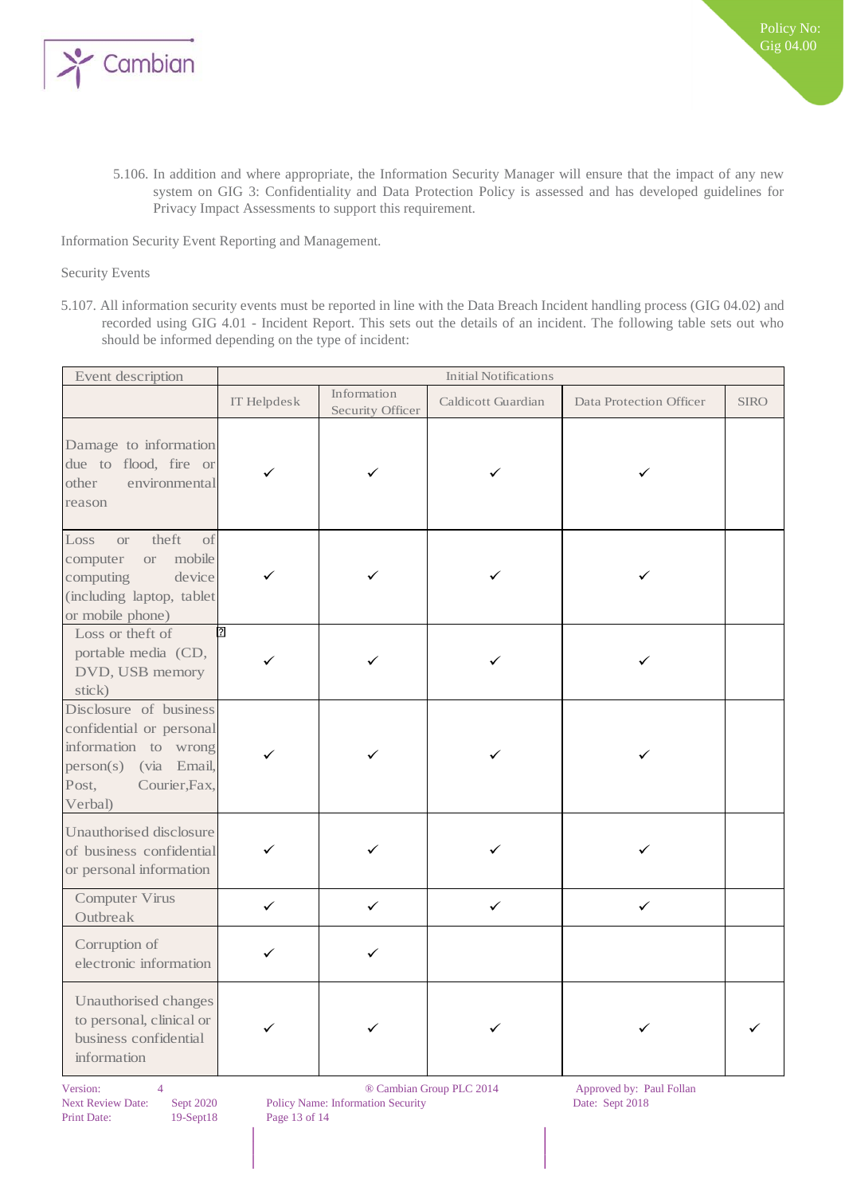5.106. In addition and where appropriate, the Information Security Manager will ensure that the impact of any new system on GIG 3: Confidentiality and Data Protection Policy is assessed and has developed guidelines for Privacy Impact Assessments to support this requirement.

Information Security Event Reporting and Management.

Security Events

5.107. All information security events must be reported in line with the Data Breach Incident handling process (GIG 04.02) and recorded using GIG 4.01 - Incident Report. This sets out the details of an incident. The following table sets out who should be informed depending on the type of incident:

| Event description | Initial Notifications | | | | |
|---|---|---|---|---|---|
| | IT Helpdesk | Information Security Officer | Caldicott Guardian | Data Protection Officer | SIRO |
| Damage to information due to flood, fire or other environmental reason | ✓ | ✓ | ✓ | ✓ | |
| Loss or theft of computer or mobile computing device (including laptop, tablet or mobile phone) | ✓ | ✓ | ✓ | ✓ | |
| Loss or theft of portable media (CD, DVD, USB memory stick) | ✓ | ✓ | ✓ | ✓ | |
| Disclosure of business confidential or personal information to wrong person(s) (via Email, Post, Courier,Fax, Verbal) | ✓ | ✓ | ✓ | ✓ | |
| Unauthorised disclosure of business confidential or personal information | ✓ | ✓ | ✓ | ✓ | |
| Computer Virus Outbreak | ✓ | ✓ | ✓ | ✓ | |
| Corruption of electronic information | ✓ | ✓ | | | |
| Unauthorised changes to personal, clinical or business confidential information | ✓ | ✓ | ✓ | ✓ | ✓ |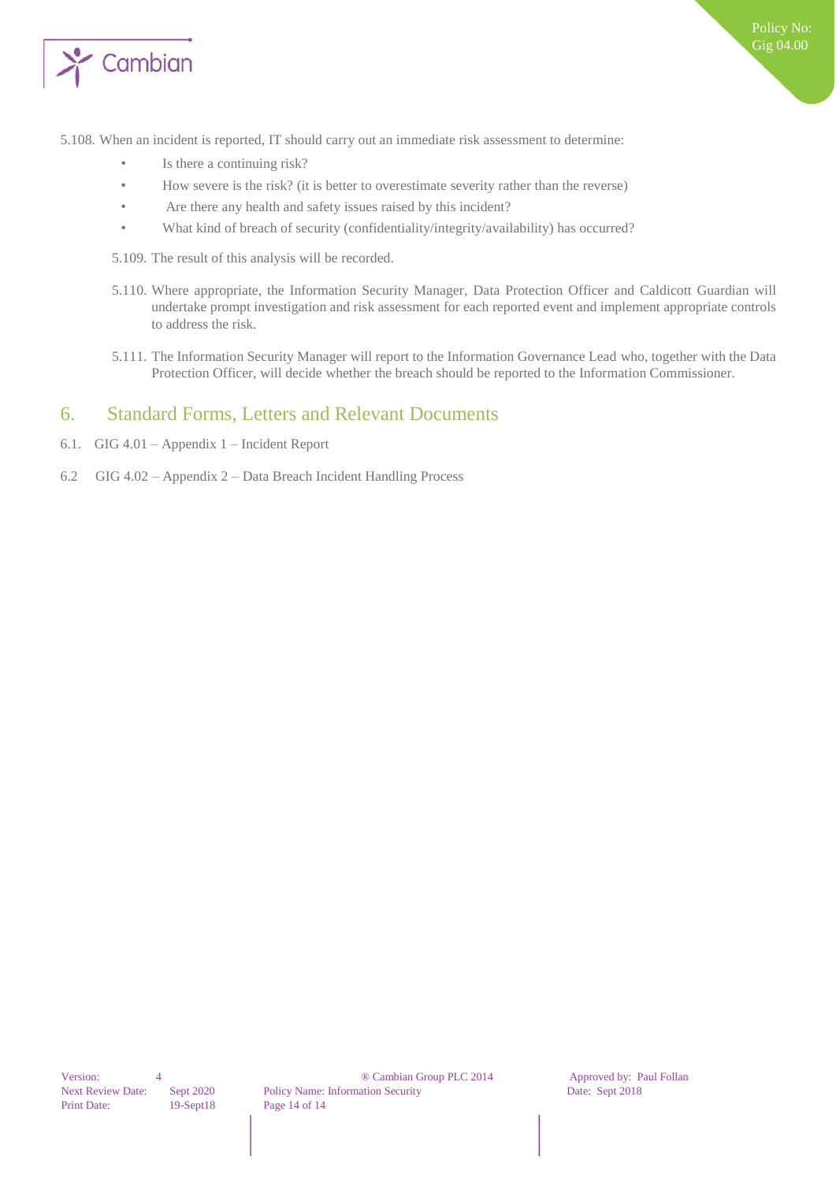5.108. When an incident is reported, IT should carry out an immediate risk assessment to determine:

- Is there a continuing risk?
- How severe is the risk? (it is better to overestimate severity rather than the reverse)
- Are there any health and safety issues raised by this incident?
- What kind of breach of security (confidentiality/integrity/availability) has occurred?

5.109. The result of this analysis will be recorded.

5.110. Where appropriate, the Information Security Manager, Data Protection Officer and Caldicott Guardian will undertake prompt investigation and risk assessment for each reported event and implement appropriate controls to address the risk.

5.111. The Information Security Manager will report to the Information Governance Lead who, together with the Data Protection Officer, will decide whether the breach should be reported to the Information Commissioner.

## 6. Standard Forms, Letters and Relevant Documents

6.1. GIG 4.01 – Appendix 1 – Incident Report

6.2 GIG 4.02 – Appendix 2 – Data Breach Incident Handling Process